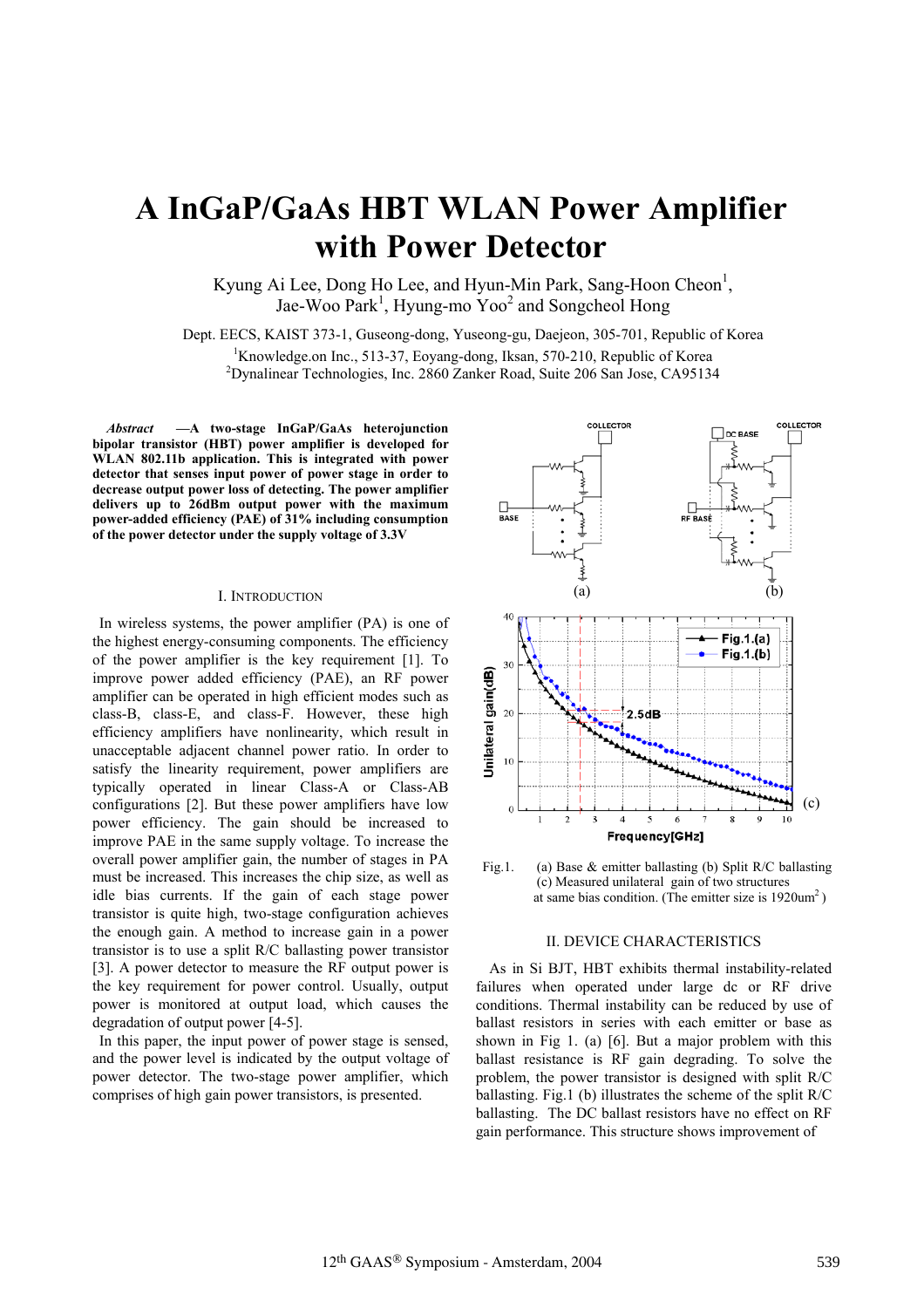# A InGaP/GaAs HBT WLAN Power Amplifier with Power Detector

Kyung Ai Lee, Dong Ho Lee, and Hyun-Min Park, Sang-Hoon Cheon[1], Jae-Woo Park[1], Hyung-mo Yoo[2] and Songcheol Hong

Dept. EECS, KAIST 373-1, Guseong-dong, Yuseong-gu, Daejeon, 305-701, Republic of Korea

[1]Knowledge.on Inc., 513-37, Eoyang-dong, Iksan, 570-210, Republic of Korea

[2]Dynalinear Technologies, Inc. 2860 Zanker Road, Suite 206 San Jose, CA95134

***Abstract*** **—A two-stage InGaP/GaAs heterojunction bipolar transistor (HBT) power amplifier is developed for WLAN 802.11b application. This is integrated with power detector that senses input power of power stage in order to decrease output power loss of detecting. The power amplifier delivers up to 26dBm output power with the maximum power-added efficiency (PAE) of 31% including consumption of the power detector under the supply voltage of 3.3V**

## I. Introduction

In wireless systems, the power amplifier (PA) is one of the highest energy-consuming components. The efficiency of the power amplifier is the key requirement [1]. To improve power added efficiency (PAE), an RF power amplifier can be operated in high efficient modes such as class-B, class-E, and class-F. However, these high efficiency amplifiers have nonlinearity, which result in unacceptable adjacent channel power ratio. In order to satisfy the linearity requirement, power amplifiers are typically operated in linear Class-A or Class-AB configurations [2]. But these power amplifiers have low power efficiency. The gain should be increased to improve PAE in the same supply voltage. To increase the overall power amplifier gain, the number of stages in PA must be increased. This increases the chip size, as well as idle bias currents. If the gain of each stage power transistor is quite high, two-stage configuration achieves the enough gain. A method to increase gain in a power transistor is to use a split R/C ballasting power transistor [3]. A power detector to measure the RF output power is the key requirement for power control. Usually, output power is monitored at output load, which causes the degradation of output power [4-5].

In this paper, the input power of power stage is sensed, and the power level is indicated by the output voltage of power detector. The two-stage power amplifier, which comprises of high gain power transistors, is presented.

Fig.1. (a) Base & emitter ballasting (b) Split R/C ballasting (c) Measured unilateral gain of two structures at same bias condition. (The emitter size is 1920um$^2$ )

## II. Device Characteristics

As in Si BJT, HBT exhibits thermal instability-related failures when operated under large dc or RF drive conditions. Thermal instability can be reduced by use of ballast resistors in series with each emitter or base as shown in Fig 1. (a) [6]. But a major problem with this ballast resistance is RF gain degrading. To solve the problem, the power transistor is designed with split R/C ballasting. Fig.1 (b) illustrates the scheme of the split R/C ballasting. The DC ballast resistors have no effect on RF gain performance. This structure shows improvement of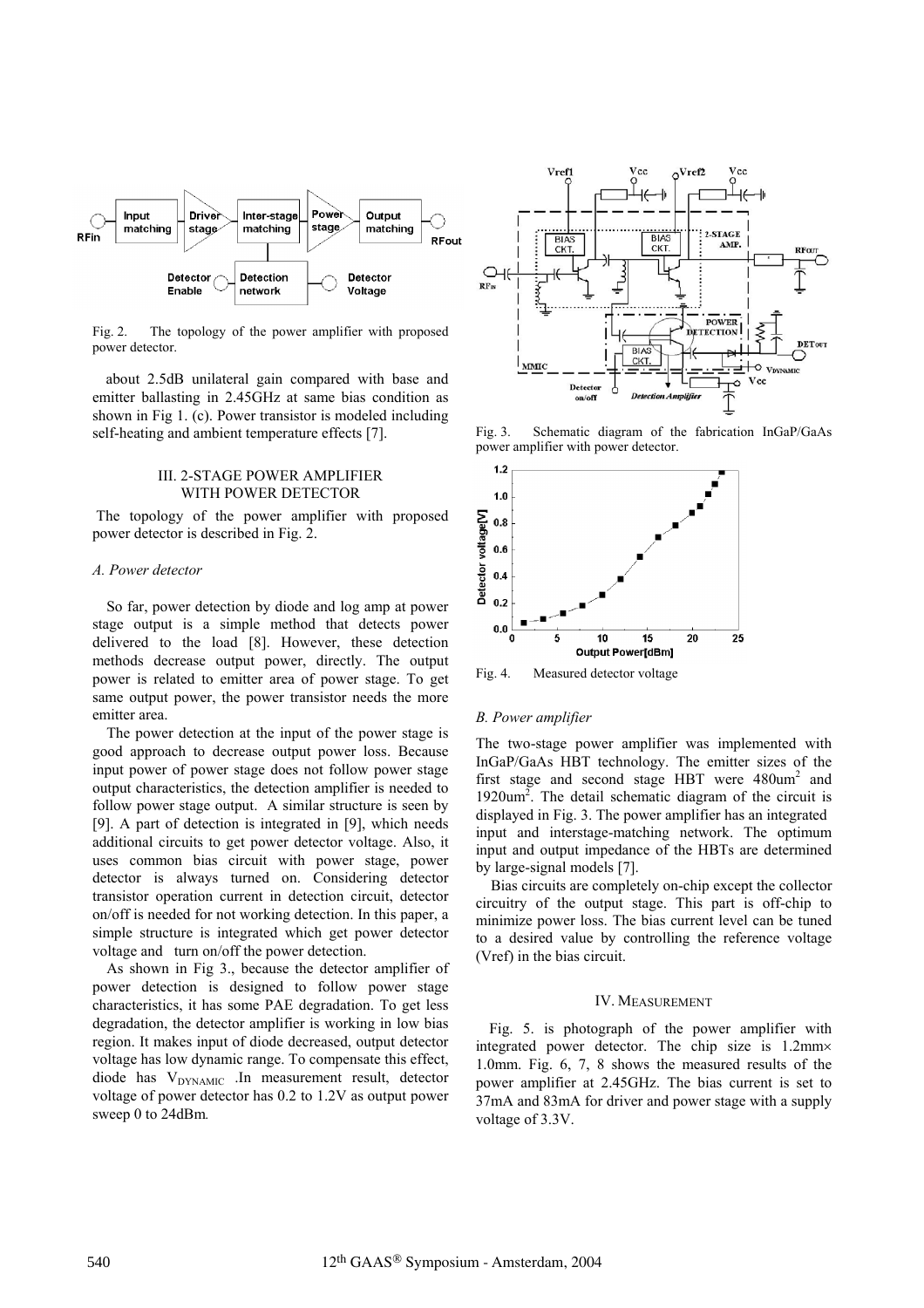Fig. 2. The topology of the power amplifier with proposed power detector.

about 2.5dB unilateral gain compared with base and emitter ballasting in 2.45GHz at same bias condition as shown in Fig 1. (c). Power transistor is modeled including self-heating and ambient temperature effects [7].

## III. 2-STAGE POWER AMPLIFIER WITH POWER DETECTOR

The topology of the power amplifier with proposed power detector is described in Fig. 2.

### *A. Power detector*

So far, power detection by diode and log amp at power stage output is a simple method that detects power delivered to the load [8]. However, these detection methods decrease output power, directly. The output power is related to emitter area of power stage. To get same output power, the power transistor needs the more emitter area.

The power detection at the input of the power stage is good approach to decrease output power loss. Because input power of power stage does not follow power stage output characteristics, the detection amplifier is needed to follow power stage output. A similar structure is seen by [9]. A part of detection is integrated in [9], which needs additional circuits to get power detector voltage. Also, it uses common bias circuit with power stage, power detector is always turned on. Considering detector transistor operation current in detection circuit, detector on/off is needed for not working detection. In this paper, a simple structure is integrated which get power detector voltage and turn on/off the power detection.

As shown in Fig 3., because the detector amplifier of power detection is designed to follow power stage characteristics, it has some PAE degradation. To get less degradation, the detector amplifier is working in low bias region. It makes input of diode decreased, output detector voltage has low dynamic range. To compensate this effect, diode has $V_{DYNAMIC}$ .In measurement result, detector voltage of power detector has 0.2 to 1.2V as output power sweep 0 to 24dBm.

Fig. 3. Schematic diagram of the fabrication InGaP/GaAs power amplifier with power detector.

Fig. 4. Measured detector voltage

### *B. Power amplifier*

The two-stage power amplifier was implemented with InGaP/GaAs HBT technology. The emitter sizes of the first stage and second stage HBT were 480um$^2$ and 1920um$^2$. The detail schematic diagram of the circuit is displayed in Fig. 3. The power amplifier has an integrated input and interstage-matching network. The optimum input and output impedance of the HBTs are determined by large-signal models [7].

Bias circuits are completely on-chip except the collector circuitry of the output stage. This part is off-chip to minimize power loss. The bias current level can be tuned to a desired value by controlling the reference voltage (Vref) in the bias circuit.

## IV. MEASUREMENT

Fig. 5. is photograph of the power amplifier with integrated power detector. The chip size is 1.2mm× 1.0mm. Fig. 6, 7, 8 shows the measured results of the power amplifier at 2.45GHz. The bias current is set to 37mA and 83mA for driver and power stage with a supply voltage of 3.3V.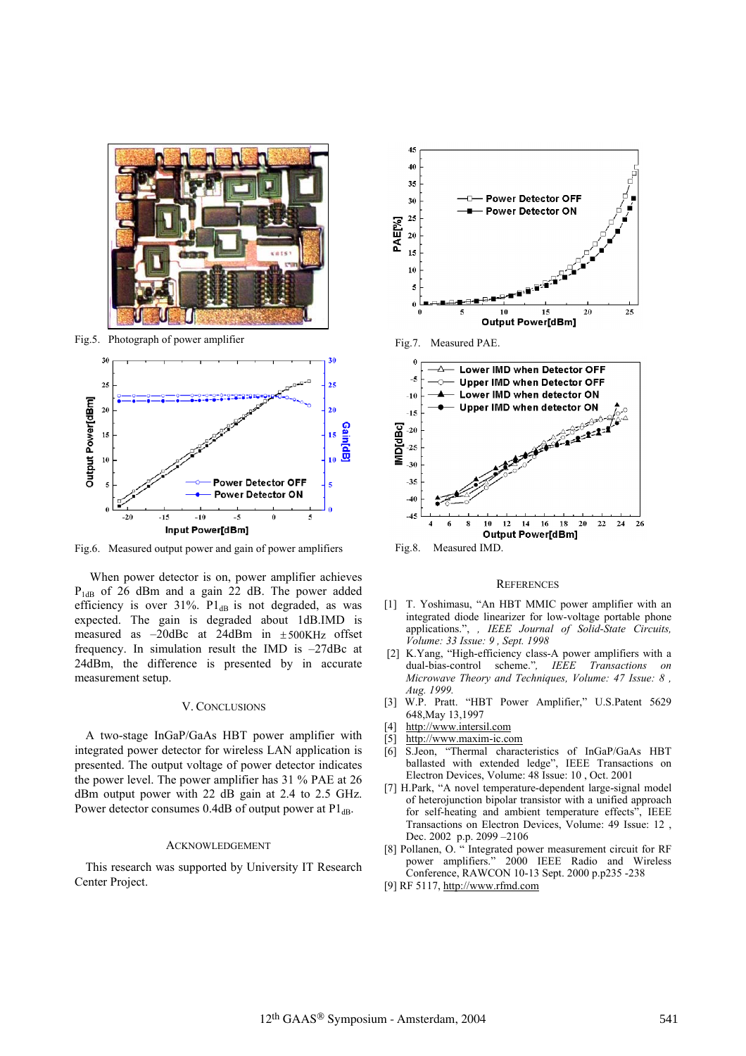Fig.5. Photograph of power amplifier

Output Power[dBm]
Gain[dB]
Input Power[dBm]
Power Detector OFF
Power Detector ON
30
25
20
15
10
5
0
-20
-15
-10
-5
0
5

Fig.6. Measured output power and gain of power amplifiers

When power detector is on, power amplifier achieves $P_{1dB}$ of 26 dBm and a gain 22 dB. The power added efficiency is over 31%. $P1_{dB}$ is not degraded, as was expected. The gain is degraded about 1dB.IMD is measured as –20dBc at 24dBm in ±500KHz offset frequency. In simulation result the IMD is -27dBc at 24dBm, the difference is presented by in accurate measurement setup.

## V. Conclusions

A two-stage InGaP/GaAs HBT power amplifier with integrated power detector for wireless LAN application is presented. The output voltage of power detector indicates the power level. The power amplifier has 31 % PAE at 26 dBm output power with 22 dB gain at 2.4 to 2.5 GHz. Power detector consumes 0.4dB of output power at $P1_{dB}$.

## Acknowledgement

This research was supported by University IT Research Center Project.

PAE[%]
Output Power[dBm]
Power Detector OFF
Power Detector ON
45
40
35
30
25
20
15
10
5
0
0
5
10
15
20
25

Fig.7. Measured PAE.

IMD[dBc]
Output Power[dBm]
Lower IMD when Detector OFF
Upper IMD when Detector OFF
Lower IMD when detector ON
Upper IMD when detector ON
0
-5
-10
-15
-20
-25
-30
-35
-40
-45
4
6
8
10
12
14
16
18
20
22
24
26

Fig.8. Measured IMD.

## References

[1] T. Yoshimasu, "An HBT MMIC power amplifier with an integrated diode linearizer for low-voltage portable phone applications.", , *IEEE Journal of Solid-State Circuits, Volume: 33 Issue: 9 , Sept. 1998*

[2] K.Yang, "High-efficiency class-A power amplifiers with a dual-bias-control scheme.", *IEEE Transactions on Microwave Theory and Techniques, Volume: 47 Issue: 8 , Aug. 1999.*

[3] W.P. Pratt. "HBT Power Amplifier," U.S.Patent 5629 648,May 13,1997

[4] http://www.intersil.com

[5] http://www.maxim-ic.com

[6] S.Jeon, "Thermal characteristics of InGaP/GaAs HBT ballasted with extended ledge", IEEE Transactions on Electron Devices, Volume: 48 Issue: 10 , Oct. 2001

[7] H.Park, "A novel temperature-dependent large-signal model of heterojunction bipolar transistor with a unified approach for self-heating and ambient temperature effects", IEEE Transactions on Electron Devices, Volume: 49 Issue: 12 , Dec. 2002 p.p. 2099 –2106

[8] Pollanen, O. " Integrated power measurement circuit for RF power amplifiers." 2000 IEEE Radio and Wireless Conference, RAWCON 10-13 Sept. 2000 p.p235 -238

[9] RF 5117, http://www.rfmd.com